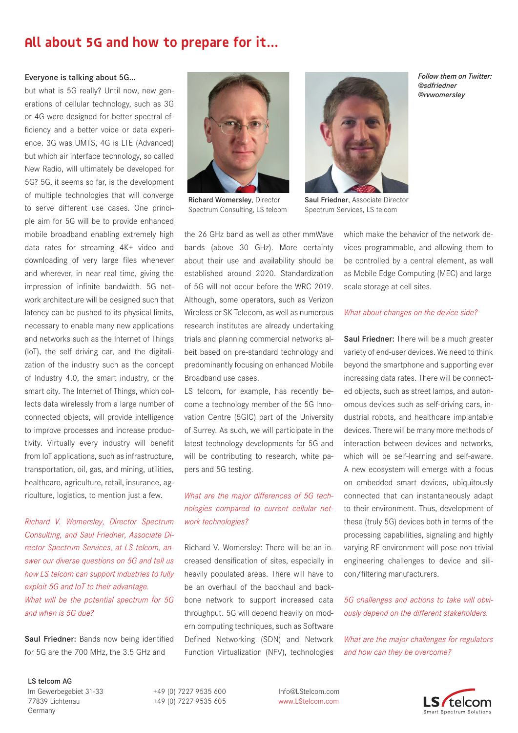# All about 5G and how to prepare for it...

**Everyone is talking about 5G...**

but what is 5G really? Until now, new generations of cellular technology, such as 3G or 4G were designed for better spectral efficiency and a better voice or data experience. 3G was UMTS, 4G is LTE (Advanced) but which air interface technology, so called New Radio, will ultimately be developed for 5G? 5G, it seems so far, is the development of multiple technologies that will converge to serve different use cases. One principle aim for 5G will be to provide enhanced mobile broadband enabling extremely high data rates for streaming 4K+ video and downloading of very large files whenever and wherever, in near real time, giving the impression of infinite bandwidth. 5G network architecture will be designed such that latency can be pushed to its physical limits, necessary to enable many new applications and networks such as the Internet of Things (IoT), the self driving car, and the digitalization of the industry such as the concept of Industry 4.0, the smart industry, or the smart city. The Internet of Things, which collects data wirelessly from a large number of connected objects, will provide intelligence to improve processes and increase productivity. Virtually every industry will benefit from IoT applications, such as infrastructure, transportation, oil, gas, and mining, utilities, healthcare, agriculture, retail, insurance, agriculture, logistics, to mention just a few.

*Richard V. Womersley, Director Spectrum Consulting, and Saul Friedner, Associate Director Spectrum Services, at LS telcom, answer our diverse questions on 5G and tell us how LS telcom can support industries to fully exploit 5G and IoT to their advantage.*

*What will be the potential spectrum for 5G and when is 5G due?*

**Saul Friedner:** Bands now being identified for 5G are the 700 MHz, the 3.5 GHz and the 26 GHz band as well as other mmWave bands (above 30 GHz). More certainty about their use and availability should be established around 2020. Standardization of 5G will not occur before the WRC 2019. Although, some operators, such as Verizon Wireless or SK Telecom, as well as numerous research institutes are already undertaking trials and planning commercial networks albeit based on pre-standard technology and predominantly focusing on enhanced Mobile Broadband use cases.

LS telcom, for example, has recently become a technology member of the 5G Innovation Centre (5GIC) part of the University of Surrey. As such, we will participate in the latest technology developments for 5G and will be contributing to research, white papers and 5G testing.

**Richard Womersley**, Director Spectrum Consulting, LS telcom

**Saul Friedner**, Associate Director Spectrum Services, LS telcom

*Follow them on Twitter:*
*@sdfriedner*
*@rvwomersley*

*What are the major differences of 5G technologies compared to current cellular network technologies?*

Richard V. Womersley: There will be an increased densification of sites, especially in heavily populated areas. There will have to be an overhaul of the backhaul and backbone network to support increased data throughput. 5G will depend heavily on modern computing techniques, such as Software Defined Networking (SDN) and Network Function Virtualization (NFV), technologies which make the behavior of the network devices programmable, and allowing them to be controlled by a central element, as well as Mobile Edge Computing (MEC) and large scale storage at cell sites.

*What about changes on the device side?*

**Saul Friedner:** There will be a much greater variety of end-user devices. We need to think beyond the smartphone and supporting ever increasing data rates. There will be connected objects, such as street lamps, and autonomous devices such as self-driving cars, industrial robots, and healthcare implantable devices. There will be many more methods of interaction between devices and networks, which will be self-learning and self-aware. A new ecosystem will emerge with a focus on embedded smart devices, ubiquitously connected that can instantaneously adapt to their environment. Thus, development of these (truly 5G) devices both in terms of the processing capabilities, signaling and highly varying RF environment will pose non-trivial engineering challenges to device and silicon/filtering manufacturers.

*5G challenges and actions to take will obviously depend on the different stakeholders.*

*What are the major challenges for regulators and how can they be overcome?*

**LS telcom AG**
Im Gewerbegebiet 31-33
77839 Lichtenau
Germany

+49 (0) 7227 9535 600
+49 (0) 7227 9535 605

Info@LStelcom.com
www.LStelcom.com

LS telcom – Smart Spectrum Solutions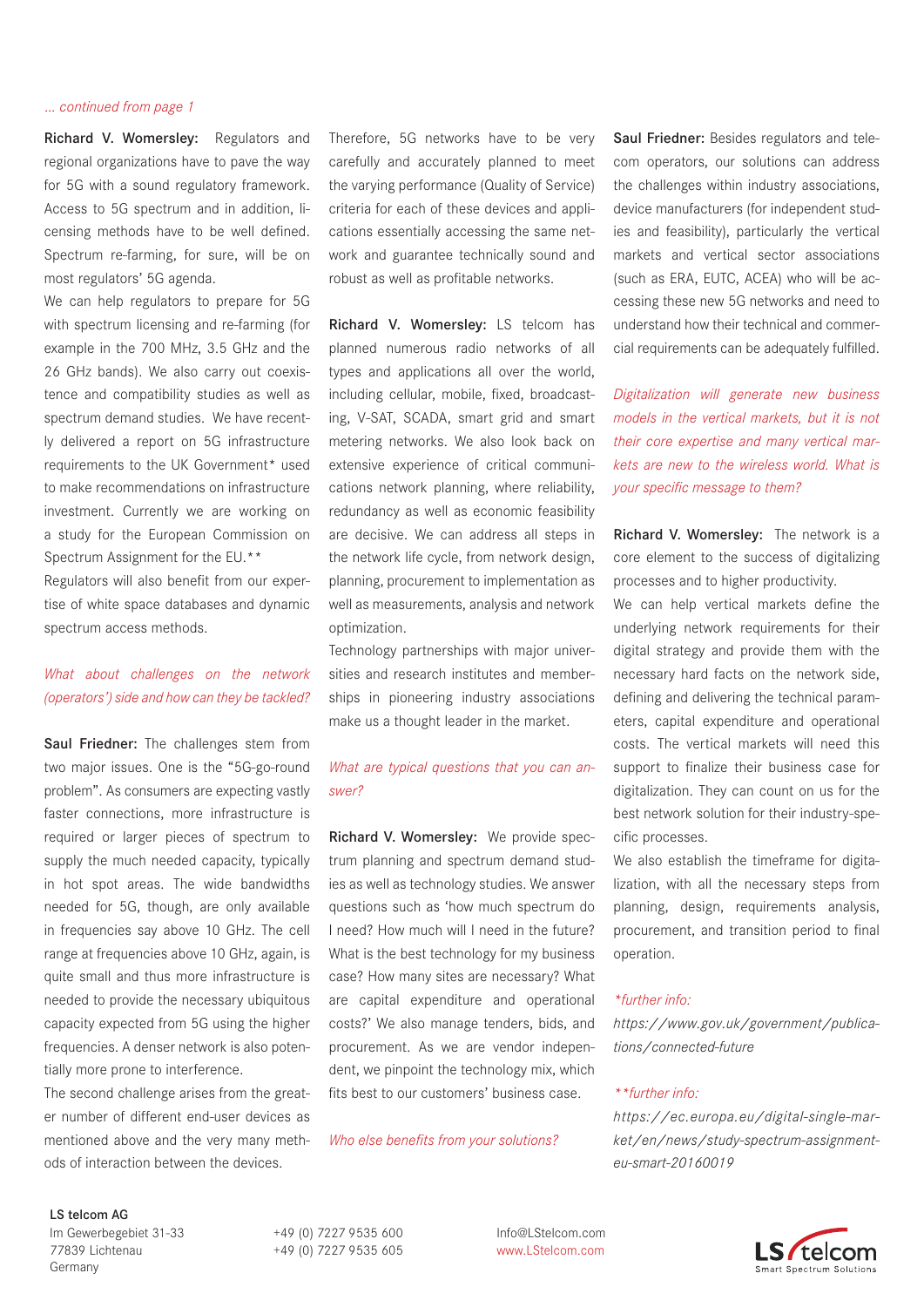*... continued from page 1*

**Richard V. Womersley:** Regulators and regional organizations have to pave the way for 5G with a sound regulatory framework. Access to 5G spectrum and in addition, licensing methods have to be well defined. Spectrum re-farming, for sure, will be on most regulators' 5G agenda.

We can help regulators to prepare for 5G with spectrum licensing and re-farming (for example in the 700 MHz, 3.5 GHz and the 26 GHz bands). We also carry out coexistence and compatibility studies as well as spectrum demand studies. We have recently delivered a report on 5G infrastructure requirements to the UK Government* used to make recommendations on infrastructure investment. Currently we are working on a study for the European Commission on Spectrum Assignment for the EU.**

Regulators will also benefit from our expertise of white space databases and dynamic spectrum access methods.

*What about challenges on the network (operators') side and how can they be tackled?*

**Saul Friedner:** The challenges stem from two major issues. One is the "5G-go-round problem". As consumers are expecting vastly faster connections, more infrastructure is required or larger pieces of spectrum to supply the much needed capacity, typically in hot spot areas. The wide bandwidths needed for 5G, though, are only available in frequencies say above 10 GHz. The cell range at frequencies above 10 GHz, again, is quite small and thus more infrastructure is needed to provide the necessary ubiquitous capacity expected from 5G using the higher frequencies. A denser network is also potentially more prone to interference.

The second challenge arises from the greater number of different end-user devices as mentioned above and the very many methods of interaction between the devices. Therefore, 5G networks have to be very carefully and accurately planned to meet the varying performance (Quality of Service) criteria for each of these devices and applications essentially accessing the same network and guarantee technically sound and robust as well as profitable networks.

**Richard V. Womersley:** LS telcom has planned numerous radio networks of all types and applications all over the world, including cellular, mobile, fixed, broadcasting, V-SAT, SCADA, smart grid and smart metering networks. We also look back on extensive experience of critical communications network planning, where reliability, redundancy as well as economic feasibility are decisive. We can address all steps in the network life cycle, from network design, planning, procurement to implementation as well as measurements, analysis and network optimization.

Technology partnerships with major universities and research institutes and memberships in pioneering industry associations make us a thought leader in the market.

*What are typical questions that you can answer?*

**Richard V. Womersley:** We provide spectrum planning and spectrum demand studies as well as technology studies. We answer questions such as 'how much spectrum do I need? How much will I need in the future? What is the best technology for my business case? How many sites are necessary? What are capital expenditure and operational costs?' We also manage tenders, bids, and procurement. As we are vendor independent, we pinpoint the technology mix, which fits best to our customers' business case.

*Who else benefits from your solutions?*

**Saul Friedner:** Besides regulators and telecom operators, our solutions can address the challenges within industry associations, device manufacturers (for independent studies and feasibility), particularly the vertical markets and vertical sector associations (such as ERA, EUTC, ACEA) who will be accessing these new 5G networks and need to understand how their technical and commercial requirements can be adequately fulfilled.

*Digitalization will generate new business models in the vertical markets, but it is not their core expertise and many vertical markets are new to the wireless world. What is your specific message to them?*

**Richard V. Womersley:** The network is a core element to the success of digitalizing processes and to higher productivity.

We can help vertical markets define the underlying network requirements for their digital strategy and provide them with the necessary hard facts on the network side, defining and delivering the technical parameters, capital expenditure and operational costs. The vertical markets will need this support to finalize their business case for digitalization. They can count on us for the best network solution for their industry-specific processes.

We also establish the timeframe for digitalization, with all the necessary steps from planning, design, requirements analysis, procurement, and transition period to final operation.

*\*further info:*
*https://www.gov.uk/government/publications/connected-future*

*\*\*further info:*
*https://ec.europa.eu/digital-single-market/en/news/study-spectrum-assignment-eu-smart-20160019*

**LS telcom AG**
Im Gewerbegebiet 31-33
77839 Lichtenau
Germany

+49 (0) 7227 9535 600
+49 (0) 7227 9535 605

Info@LStelcom.com
www.LStelcom.com

LS telcom
Smart Spectrum Solutions